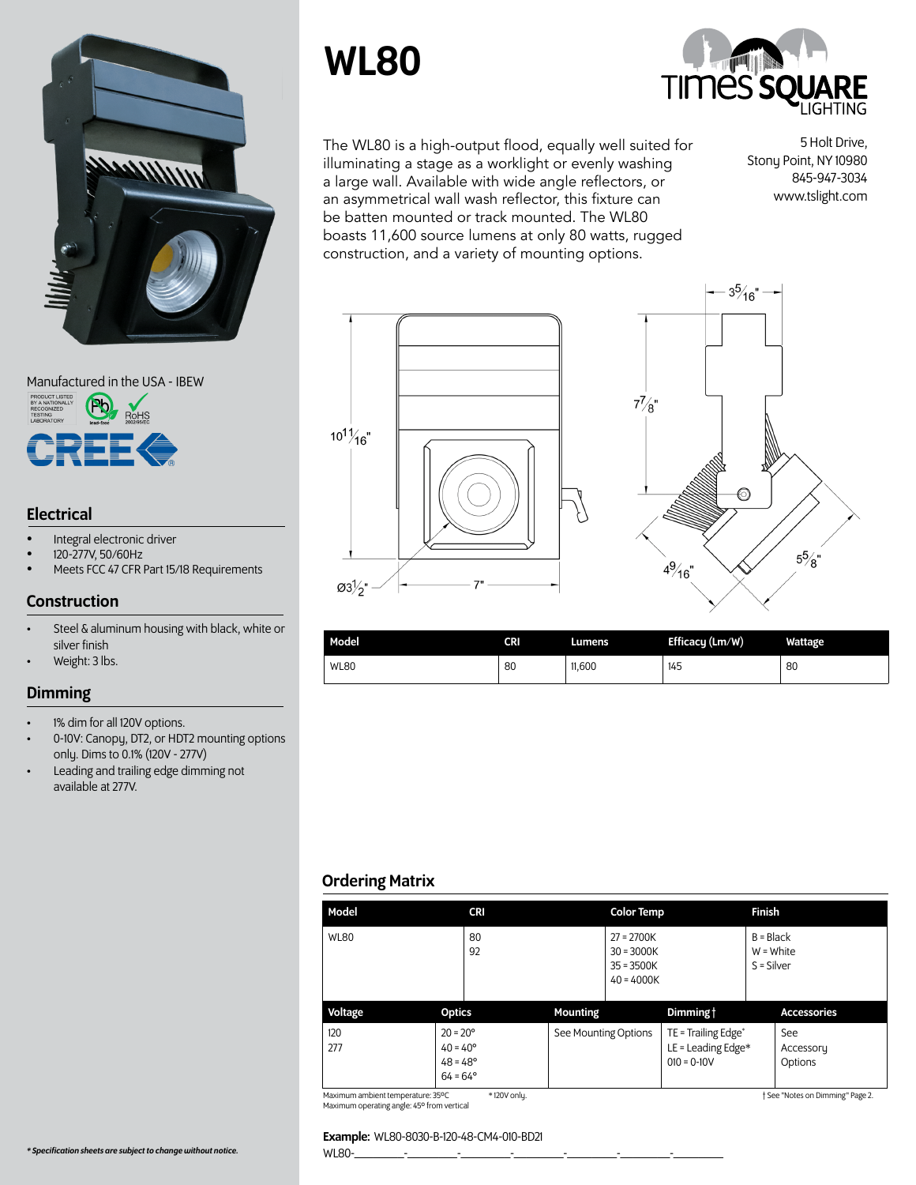# WL80

The WL80 is a high-output flood, equally well suited for illuminating a stage as a worklight or evenly washing a large wall. Available with wide angle reflectors, or an asymmetrical wall wash reflector, this fixture can be batten mounted or track mounted. The WL80 boasts 11,600 source lumens at only 80 watts, rugged construction, and a variety of mounting options.

5 Holt Drive,
Stony Point, NY 10980
845-947-3034
www.tslight.com

Manufactured in the USA - IBEW

## Electrical

- Integral electronic driver
- 120-277V, 50/60Hz
- Meets FCC 47 CFR Part 15/18 Requirements

## Construction

- Steel & aluminum housing with black, white or silver finish
- Weight: 3 lbs.

## Dimming

- 1% dim for all 120V options.
- 0-10V: Canopy, DT2, or HDT2 mounting options only. Dims to 0.1% (120V - 277V)
- Leading and trailing edge dimming not available at 277V.

| Model | CRI | Lumens | Efficacy (Lm/W) | Wattage |
|---|---|---|---|---|
| WL80 | 80 | 11,600 | 145 | 80 |

## Ordering Matrix

| Model | CRI | Color Temp | Finish |
|---|---|---|---|
| WL80 | 80<br>92 | 27 = 2700K<br>30 = 3000K<br>35 = 3500K<br>40 = 4000K | B = Black<br>W = White<br>S = Silver |

| Voltage | Optics | Mounting | Dimming † | Accessories |
|---|---|---|---|---|
| 120<br>277 | 20 = 20°<br>40 = 40°<br>48 = 48°<br>64 = 64° | See Mounting Options | TE = Trailing Edge*<br>LE = Leading Edge*<br>010 = 0-10V | See Accessory Options |

Maximum ambient temperature: 35°C
Maximum operating angle: 45° from vertical

\* 120V only.

† See "Notes on Dimming" Page 2.

**Example:** WL80-8030-B-120-48-CM4-010-BD21

WL80-\_\_\_\_\_\_\_\_-\_\_\_\_\_\_\_\_-\_\_\_\_\_\_\_\_-\_\_\_\_\_\_\_\_-\_\_\_\_\_\_\_\_-\_\_\_\_\_\_\_\_-\_\_\_\_\_\_\_\_

*\* Specification sheets are subject to change without notice.*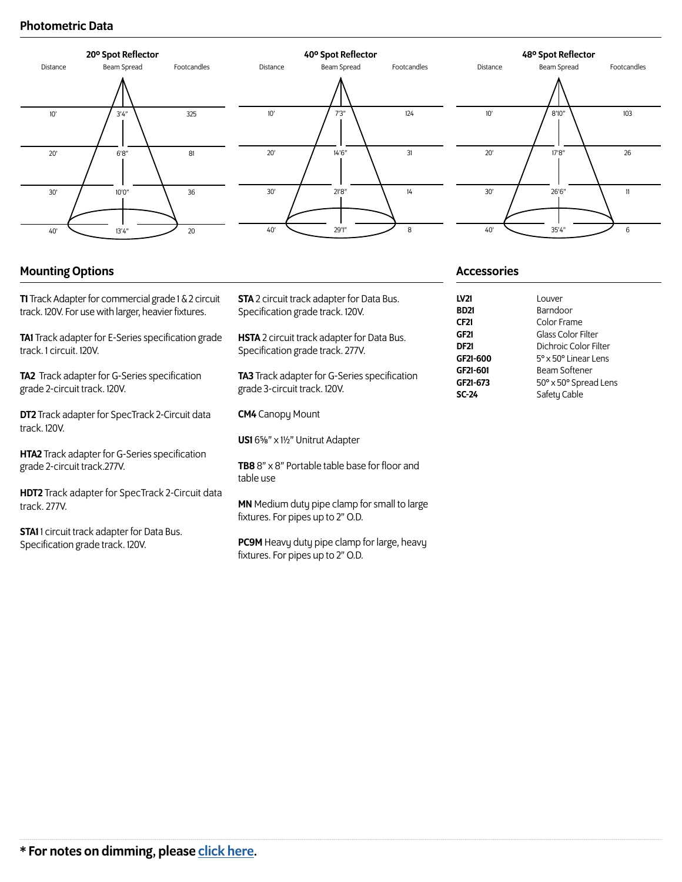## Photometric Data

**20º Spot Reflector**

Distance
Beam Spread
Footcandles

10'
3'4"
325

20'
6'8"
81

30'
10'0"
36

40'
13'4"
20

**40º Spot Reflector**

Distance
Beam Spread
Footcandles

10'
7'3"
124

20'
14'6"
31

30'
21'8"
14

40'
29'1"
8

**48º Spot Reflector**

Distance
Beam Spread
Footcandles

10'
8'10"
103

20'
17'8"
26

30'
26'6"
11

40'
35'4"
6

## Mounting Options

**T1** Track Adapter for commercial grade 1 & 2 circuit track. 120V. For use with larger, heavier fixtures.

**TA1** Track adapter for E-Series specification grade track. 1 circuit. 120V.

**TA2** Track adapter for G-Series specification grade 2-circuit track. 120V.

**DT2** Track adapter for SpecTrack 2-Circuit data track. 120V.

**HTA2** Track adapter for G-Series specification grade 2-circuit track.277V.

**HDT2** Track adapter for SpecTrack 2-Circuit data track. 277V.

**STA1** 1 circuit track adapter for Data Bus. Specification grade track. 120V.

**STA** 2 circuit track adapter for Data Bus. Specification grade track. 120V.

**HSTA** 2 circuit track adapter for Data Bus. Specification grade track. 277V.

**TA3** Track adapter for G-Series specification grade 3-circuit track. 120V.

**CM4** Canopy Mount

**US1** 6⅝" x 1½" Unitrut Adapter

**TB8** 8" x 8" Portable table base for floor and table use

**MN** Medium duty pipe clamp for small to large fixtures. For pipes up to 2" O.D.

**PC9M** Heavy duty pipe clamp for large, heavy fixtures. For pipes up to 2" O.D.

## Accessories

| | |
|---|---|
| **LV21** | Louver |
| **BD21** | Barndoor |
| **CF21** | Color Frame |
| **GF21** | Glass Color Filter |
| **DF21** | Dichroic Color Filter |
| **GF21-600** | 5° x 50° Linear Lens |
| **GF21-601** | Beam Softener |
| **GF21-673** | 50° x 50° Spread Lens |
| **SC-24** | Safety Cable |

**\* For notes on dimming, please click here.**